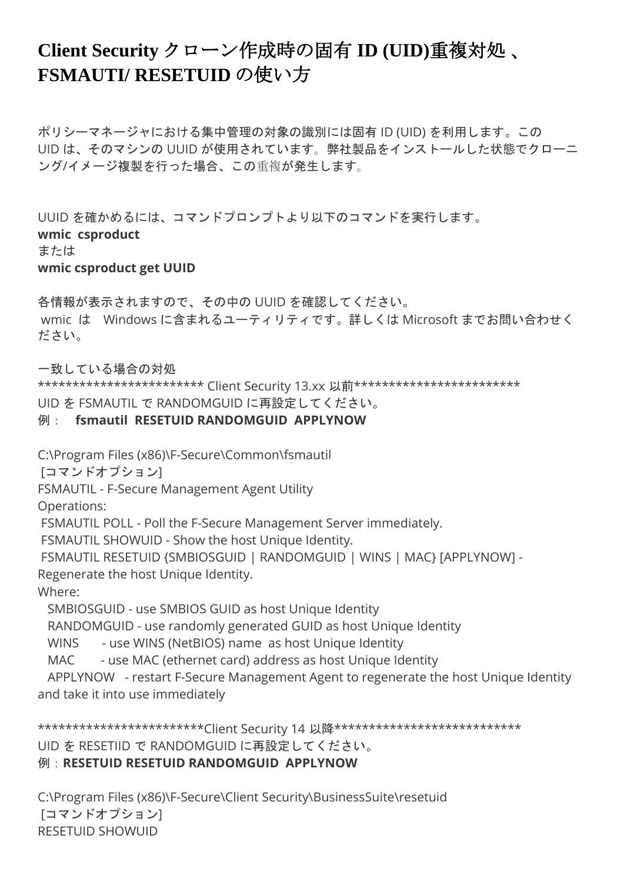# Client Security クローン作成時の固有 ID (UID)重複対処 、FSMAUTI/ RESETUID の使い方

ポリシーマネージャにおける集中管理の対象の識別には固有 ID (UID) を利用します。この UID は、そのマシンの UUID が使用されています。弊社製品をインストールした状態でクローニング/イメージ複製を行った場合、この重複が発生します。

UUID を確かめるには、コマンドプロンプトより以下のコマンドを実行します。
**wmic csproduct**
または
**wmic csproduct get UUID**

各情報が表示されますので、その中の UUID を確認してください。
wmic は Windows に含まれるユーティリティです。詳しくは Microsoft までお問い合わせください。

一致している場合の対処
************************ Client Security 13.xx 以前************************
UID を FSMAUTIL で RANDOMGUID に再設定してください。
例： **fsmautil RESETUID RANDOMGUID APPLYNOW**

```
C:\Program Files (x86)\F-Secure\Common\fsmautil
 [コマンドオプション]
FSMAUTIL - F-Secure Management Agent Utility
Operations:
 FSMAUTIL POLL - Poll the F-Secure Management Server immediately.
 FSMAUTIL SHOWUID - Show the host Unique Identity.
 FSMAUTIL RESETUID {SMBIOSGUID | RANDOMGUID | WINS | MAC} [APPLYNOW] - Regenerate the host Unique Identity.
Where:
   SMBIOSGUID - use SMBIOS GUID as host Unique Identity
   RANDOMGUID - use randomly generated GUID as host Unique Identity
   WINS       - use WINS (NetBIOS) name as host Unique Identity
   MAC        - use MAC (ethernet card) address as host Unique Identity
   APPLYNOW   - restart F-Secure Management Agent to regenerate the host Unique Identity and take it into use immediately
```

************************Client Security 14 以降***************************
UID を RESETIID で RANDOMGUID に再設定してください。
例：**RESETUID RESETUID RANDOMGUID APPLYNOW**

```
C:\Program Files (x86)\F-Secure\Client Security\BusinessSuite\resetuid
 [コマンドオプション]
RESETUID SHOWUID
```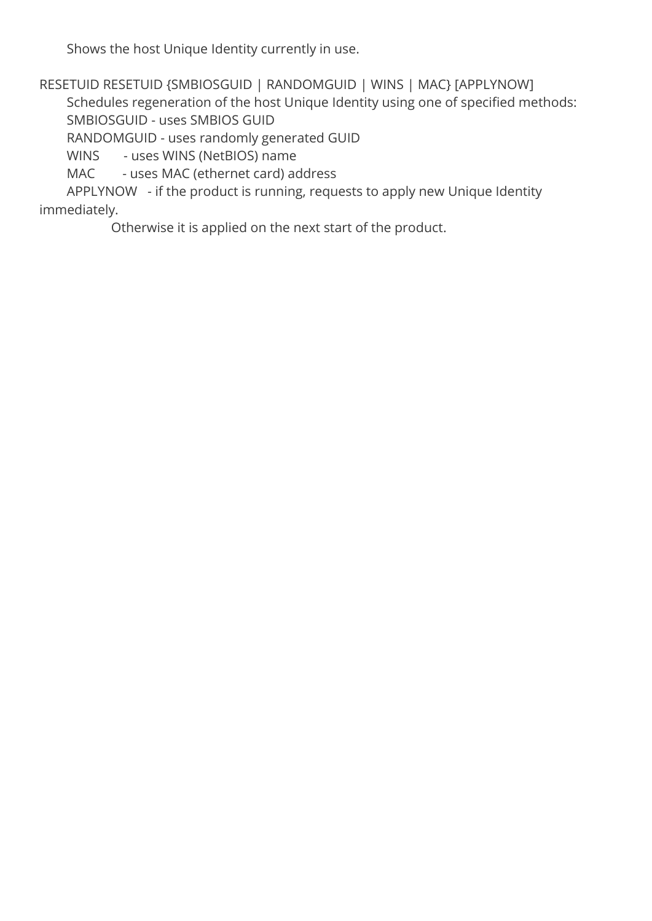Shows the host Unique Identity currently in use.

RESETUID RESETUID {SMBIOSGUID | RANDOMGUID | WINS | MAC} [APPLYNOW]

Schedules regeneration of the host Unique Identity using one of specified methods:

SMBIOSGUID - uses SMBIOS GUID

RANDOMGUID - uses randomly generated GUID

WINS - uses WINS (NetBIOS) name

MAC - uses MAC (ethernet card) address

APPLYNOW - if the product is running, requests to apply new Unique Identity immediately.

Otherwise it is applied on the next start of the product.